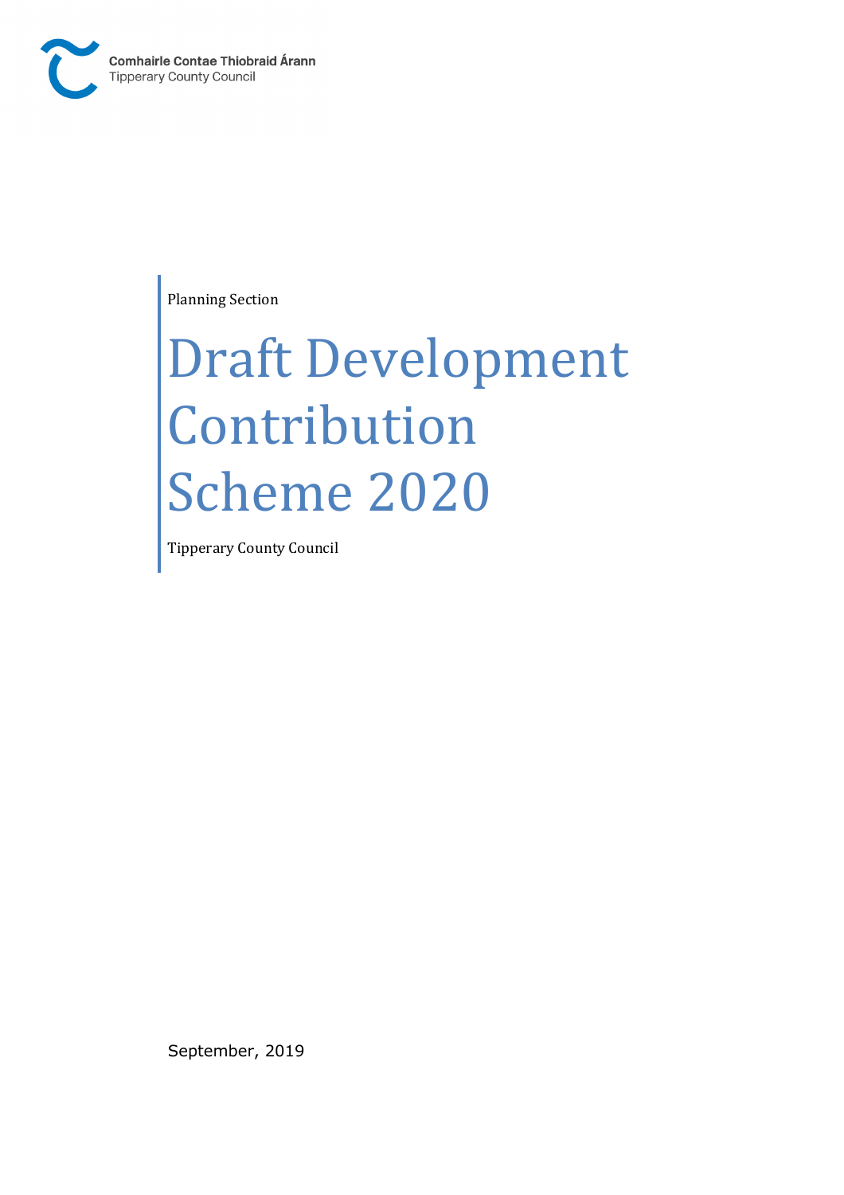Comhairle Contae Thiobraid Árann
Tipperary County Council

Planning Section

# Draft Development Contribution Scheme 2020

Tipperary County Council

September, 2019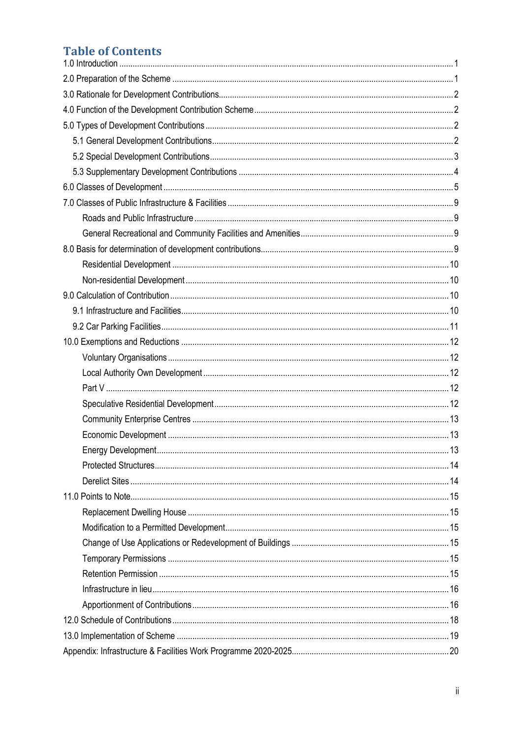# Table of Contents

- 1.0 Introduction ... 1
- 2.0 Preparation of the Scheme ... 1
- 3.0 Rationale for Development Contributions ... 2
- 4.0 Function of the Development Contribution Scheme ... 2
- 5.0 Types of Development Contributions ... 2
  - 5.1 General Development Contributions ... 2
  - 5.2 Special Development Contributions ... 3
  - 5.3 Supplementary Development Contributions ... 4
- 6.0 Classes of Development ... 5
- 7.0 Classes of Public Infrastructure & Facilities ... 9
  - Roads and Public Infrastructure ... 9
  - General Recreational and Community Facilities and Amenities ... 9
- 8.0 Basis for determination of development contributions ... 9
  - Residential Development ... 10
  - Non-residential Development ... 10
- 9.0 Calculation of Contribution ... 10
  - 9.1 Infrastructure and Facilities ... 10
  - 9.2 Car Parking Facilities ... 11
- 10.0 Exemptions and Reductions ... 12
  - Voluntary Organisations ... 12
  - Local Authority Own Development ... 12
  - Part V ... 12
  - Speculative Residential Development ... 12
  - Community Enterprise Centres ... 13
  - Economic Development ... 13
  - Energy Development ... 13
  - Protected Structures ... 14
  - Derelict Sites ... 14
- 11.0 Points to Note ... 15
  - Replacement Dwelling House ... 15
  - Modification to a Permitted Development ... 15
  - Change of Use Applications or Redevelopment of Buildings ... 15
  - Temporary Permissions ... 15
  - Retention Permission ... 15
  - Infrastructure in lieu ... 16
  - Apportionment of Contributions ... 16
- 12.0 Schedule of Contributions ... 18
- 13.0 Implementation of Scheme ... 19
- Appendix: Infrastructure & Facilities Work Programme 2020-2025 ... 20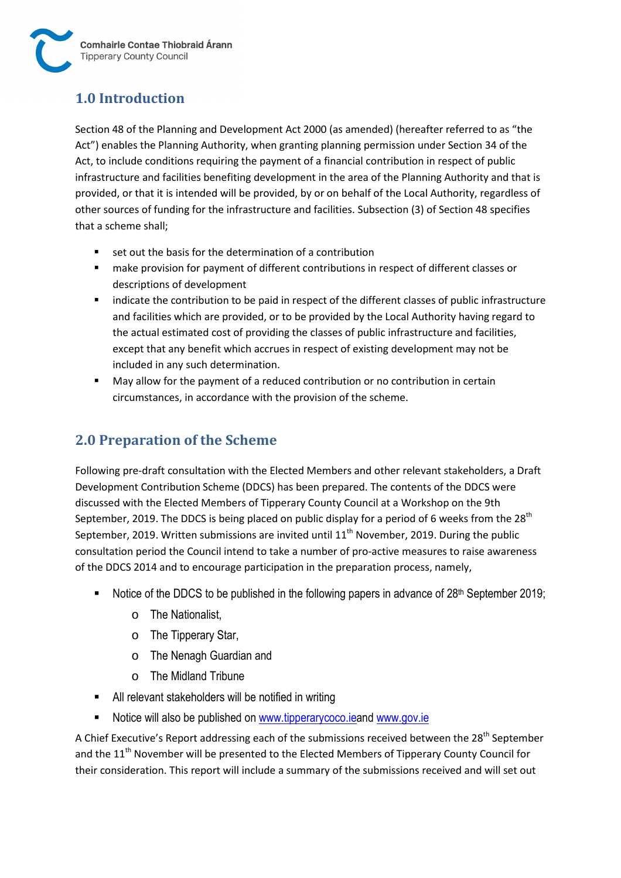## 1.0 Introduction

Section 48 of the Planning and Development Act 2000 (as amended) (hereafter referred to as "the Act") enables the Planning Authority, when granting planning permission under Section 34 of the Act, to include conditions requiring the payment of a financial contribution in respect of public infrastructure and facilities benefiting development in the area of the Planning Authority and that is provided, or that it is intended will be provided, by or on behalf of the Local Authority, regardless of other sources of funding for the infrastructure and facilities. Subsection (3) of Section 48 specifies that a scheme shall;

- set out the basis for the determination of a contribution
- make provision for payment of different contributions in respect of different classes or descriptions of development
- indicate the contribution to be paid in respect of the different classes of public infrastructure and facilities which are provided, or to be provided by the Local Authority having regard to the actual estimated cost of providing the classes of public infrastructure and facilities, except that any benefit which accrues in respect of existing development may not be included in any such determination.
- May allow for the payment of a reduced contribution or no contribution in certain circumstances, in accordance with the provision of the scheme.

## 2.0 Preparation of the Scheme

Following pre-draft consultation with the Elected Members and other relevant stakeholders, a Draft Development Contribution Scheme (DDCS) has been prepared. The contents of the DDCS were discussed with the Elected Members of Tipperary County Council at a Workshop on the 9th September, 2019. The DDCS is being placed on public display for a period of 6 weeks from the 28th September, 2019. Written submissions are invited until 11th November, 2019. During the public consultation period the Council intend to take a number of pro-active measures to raise awareness of the DDCS 2014 and to encourage participation in the preparation process, namely,

- Notice of the DDCS to be published in the following papers in advance of 28th September 2019;
  - The Nationalist,
  - The Tipperary Star,
  - The Nenagh Guardian and
  - The Midland Tribune
- All relevant stakeholders will be notified in writing
- Notice will also be published on www.tipperarycoco.ieand www.gov.ie

A Chief Executive's Report addressing each of the submissions received between the 28th September and the 11th November will be presented to the Elected Members of Tipperary County Council for their consideration. This report will include a summary of the submissions received and will set out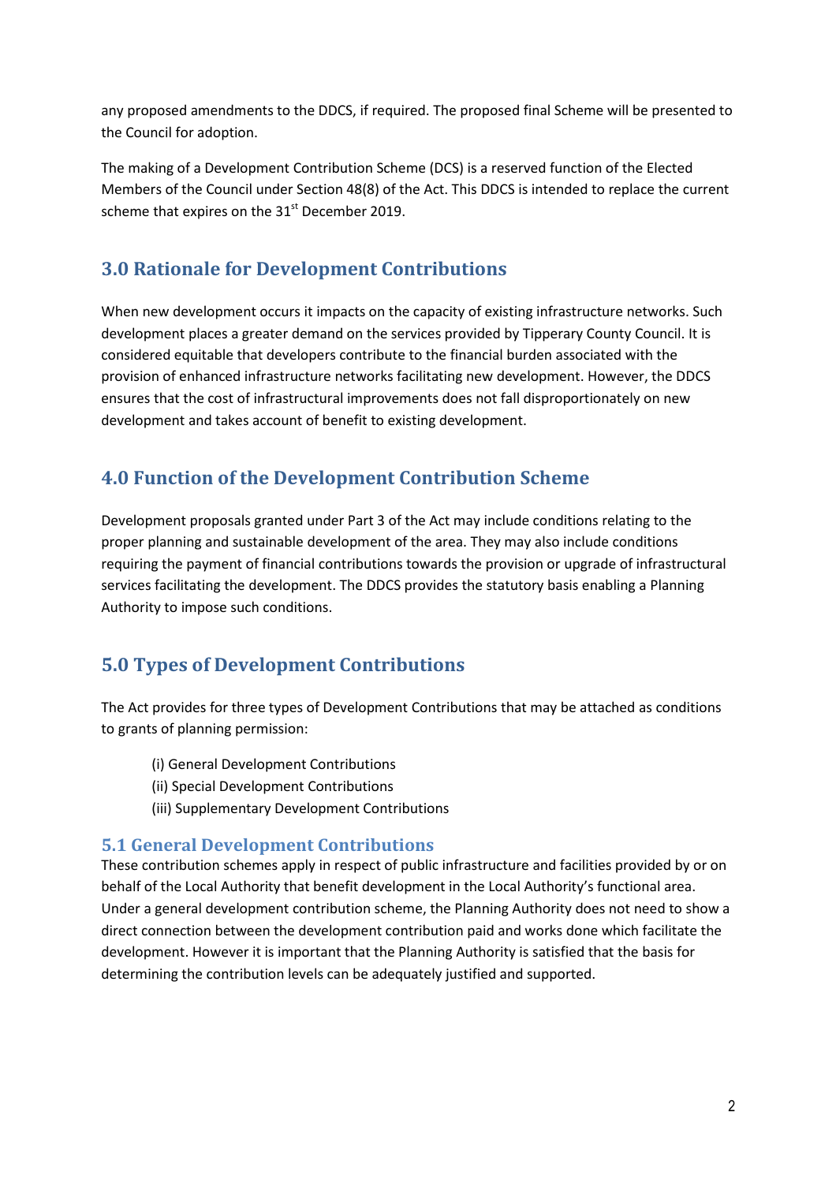any proposed amendments to the DDCS, if required. The proposed final Scheme will be presented to the Council for adoption.

The making of a Development Contribution Scheme (DCS) is a reserved function of the Elected Members of the Council under Section 48(8) of the Act. This DDCS is intended to replace the current scheme that expires on the 31st December 2019.

## 3.0 Rationale for Development Contributions

When new development occurs it impacts on the capacity of existing infrastructure networks. Such development places a greater demand on the services provided by Tipperary County Council. It is considered equitable that developers contribute to the financial burden associated with the provision of enhanced infrastructure networks facilitating new development. However, the DDCS ensures that the cost of infrastructural improvements does not fall disproportionately on new development and takes account of benefit to existing development.

## 4.0 Function of the Development Contribution Scheme

Development proposals granted under Part 3 of the Act may include conditions relating to the proper planning and sustainable development of the area. They may also include conditions requiring the payment of financial contributions towards the provision or upgrade of infrastructural services facilitating the development. The DDCS provides the statutory basis enabling a Planning Authority to impose such conditions.

## 5.0 Types of Development Contributions

The Act provides for three types of Development Contributions that may be attached as conditions to grants of planning permission:

(i) General Development Contributions
(ii) Special Development Contributions
(iii) Supplementary Development Contributions

### 5.1 General Development Contributions

These contribution schemes apply in respect of public infrastructure and facilities provided by or on behalf of the Local Authority that benefit development in the Local Authority's functional area. Under a general development contribution scheme, the Planning Authority does not need to show a direct connection between the development contribution paid and works done which facilitate the development. However it is important that the Planning Authority is satisfied that the basis for determining the contribution levels can be adequately justified and supported.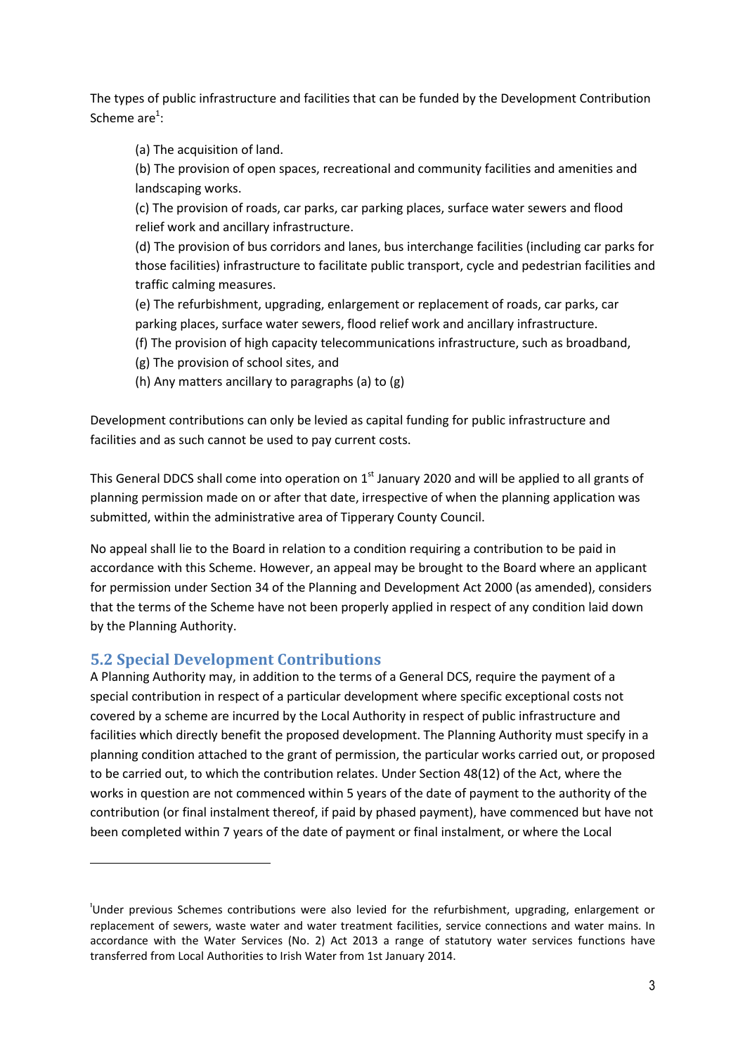The types of public infrastructure and facilities that can be funded by the Development Contribution Scheme are[1]:

(a) The acquisition of land.

(b) The provision of open spaces, recreational and community facilities and amenities and landscaping works.

(c) The provision of roads, car parks, car parking places, surface water sewers and flood relief work and ancillary infrastructure.

(d) The provision of bus corridors and lanes, bus interchange facilities (including car parks for those facilities) infrastructure to facilitate public transport, cycle and pedestrian facilities and traffic calming measures.

(e) The refurbishment, upgrading, enlargement or replacement of roads, car parks, car parking places, surface water sewers, flood relief work and ancillary infrastructure.

(f) The provision of high capacity telecommunications infrastructure, such as broadband,

(g) The provision of school sites, and

(h) Any matters ancillary to paragraphs (a) to (g)

Development contributions can only be levied as capital funding for public infrastructure and facilities and as such cannot be used to pay current costs.

This General DDCS shall come into operation on 1st January 2020 and will be applied to all grants of planning permission made on or after that date, irrespective of when the planning application was submitted, within the administrative area of Tipperary County Council.

No appeal shall lie to the Board in relation to a condition requiring a contribution to be paid in accordance with this Scheme. However, an appeal may be brought to the Board where an applicant for permission under Section 34 of the Planning and Development Act 2000 (as amended), considers that the terms of the Scheme have not been properly applied in respect of any condition laid down by the Planning Authority.

## 5.2 Special Development Contributions

A Planning Authority may, in addition to the terms of a General DCS, require the payment of a special contribution in respect of a particular development where specific exceptional costs not covered by a scheme are incurred by the Local Authority in respect of public infrastructure and facilities which directly benefit the proposed development. The Planning Authority must specify in a planning condition attached to the grant of permission, the particular works carried out, or proposed to be carried out, to which the contribution relates. Under Section 48(12) of the Act, where the works in question are not commenced within 5 years of the date of payment to the authority of the contribution (or final instalment thereof, if paid by phased payment), have commenced but have not been completed within 7 years of the date of payment or final instalment, or where the Local

---

[1] Under previous Schemes contributions were also levied for the refurbishment, upgrading, enlargement or replacement of sewers, waste water and water treatment facilities, service connections and water mains. In accordance with the Water Services (No. 2) Act 2013 a range of statutory water services functions have transferred from Local Authorities to Irish Water from 1st January 2014.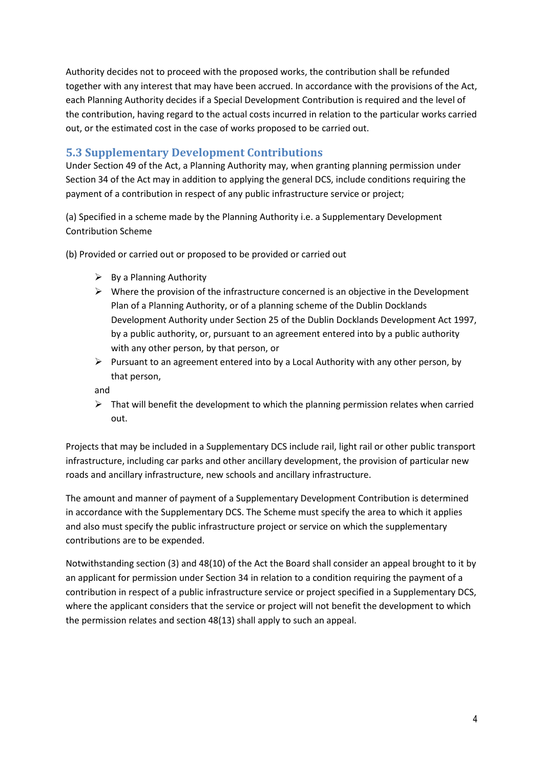Authority decides not to proceed with the proposed works, the contribution shall be refunded together with any interest that may have been accrued. In accordance with the provisions of the Act, each Planning Authority decides if a Special Development Contribution is required and the level of the contribution, having regard to the actual costs incurred in relation to the particular works carried out, or the estimated cost in the case of works proposed to be carried out.

## 5.3 Supplementary Development Contributions

Under Section 49 of the Act, a Planning Authority may, when granting planning permission under Section 34 of the Act may in addition to applying the general DCS, include conditions requiring the payment of a contribution in respect of any public infrastructure service or project;

(a) Specified in a scheme made by the Planning Authority i.e. a Supplementary Development Contribution Scheme

(b) Provided or carried out or proposed to be provided or carried out

- By a Planning Authority
- Where the provision of the infrastructure concerned is an objective in the Development Plan of a Planning Authority, or of a planning scheme of the Dublin Docklands Development Authority under Section 25 of the Dublin Docklands Development Act 1997, by a public authority, or, pursuant to an agreement entered into by a public authority with any other person, by that person, or
- Pursuant to an agreement entered into by a Local Authority with any other person, by that person,

and

- That will benefit the development to which the planning permission relates when carried out.

Projects that may be included in a Supplementary DCS include rail, light rail or other public transport infrastructure, including car parks and other ancillary development, the provision of particular new roads and ancillary infrastructure, new schools and ancillary infrastructure.

The amount and manner of payment of a Supplementary Development Contribution is determined in accordance with the Supplementary DCS. The Scheme must specify the area to which it applies and also must specify the public infrastructure project or service on which the supplementary contributions are to be expended.

Notwithstanding section (3) and 48(10) of the Act the Board shall consider an appeal brought to it by an applicant for permission under Section 34 in relation to a condition requiring the payment of a contribution in respect of a public infrastructure service or project specified in a Supplementary DCS, where the applicant considers that the service or project will not benefit the development to which the permission relates and section 48(13) shall apply to such an appeal.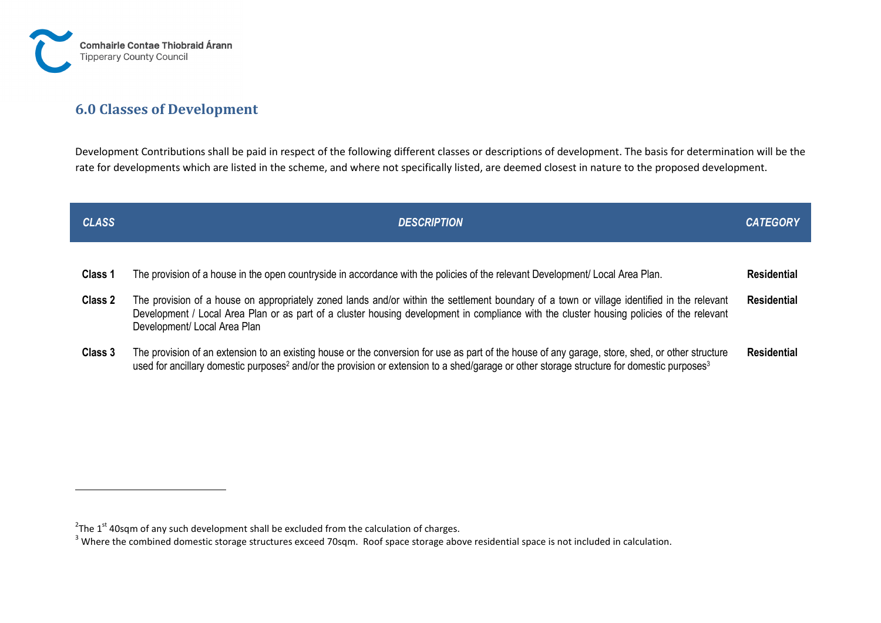## 6.0 Classes of Development

Development Contributions shall be paid in respect of the following different classes or descriptions of development. The basis for determination will be the rate for developments which are listed in the scheme, and where not specifically listed, are deemed closest in nature to the proposed development.

| *CLASS* | *DESCRIPTION* | *CATEGORY* |
|---|---|---|
| **Class 1** | The provision of a house in the open countryside in accordance with the policies of the relevant Development/ Local Area Plan. | **Residential** |
| **Class 2** | The provision of a house on appropriately zoned lands and/or within the settlement boundary of a town or village identified in the relevant Development / Local Area Plan or as part of a cluster housing development in compliance with the cluster housing policies of the relevant Development/ Local Area Plan | **Residential** |
| **Class 3** | The provision of an extension to an existing house or the conversion for use as part of the house of any garage, store, shed, or other structure used for ancillary domestic purposes[2] and/or the provision or extension to a shed/garage or other storage structure for domestic purposes[3] | **Residential** |

[2]The 1st 40sqm of any such development shall be excluded from the calculation of charges.

[3] Where the combined domestic storage structures exceed 70sqm. Roof space storage above residential space is not included in calculation.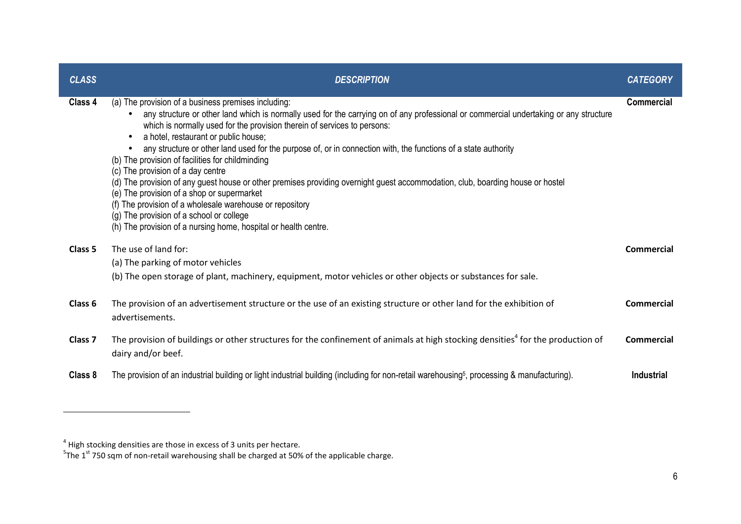| *CLASS* | *DESCRIPTION* | *CATEGORY* |
|---|---|---|
| **Class 4** | (a) The provision of a business premises including:<br>• any structure or other land which is normally used for the carrying on of any professional or commercial undertaking or any structure which is normally used for the provision therein of services to persons:<br>• a hotel, restaurant or public house;<br>• any structure or other land used for the purpose of, or in connection with, the functions of a state authority<br>(b) The provision of facilities for childminding<br>(c) The provision of a day centre<br>(d) The provision of any guest house or other premises providing overnight guest accommodation, club, boarding house or hostel<br>(e) The provision of a shop or supermarket<br>(f) The provision of a wholesale warehouse or repository<br>(g) The provision of a school or college<br>(h) The provision of a nursing home, hospital or health centre. | **Commercial** |
| **Class 5** | The use of land for:<br>(a) The parking of motor vehicles<br>(b) The open storage of plant, machinery, equipment, motor vehicles or other objects or substances for sale. | **Commercial** |
| **Class 6** | The provision of an advertisement structure or the use of an existing structure or other land for the exhibition of advertisements. | **Commercial** |
| **Class 7** | The provision of buildings or other structures for the confinement of animals at high stocking densities[4] for the production of dairy and/or beef. | **Commercial** |
| **Class 8** | The provision of an industrial building or light industrial building (including for non-retail warehousing[5], processing & manufacturing). | **Industrial** |

[4] High stocking densities are those in excess of 3 units per hectare.

[5] The 1st 750 sqm of non-retail warehousing shall be charged at 50% of the applicable charge.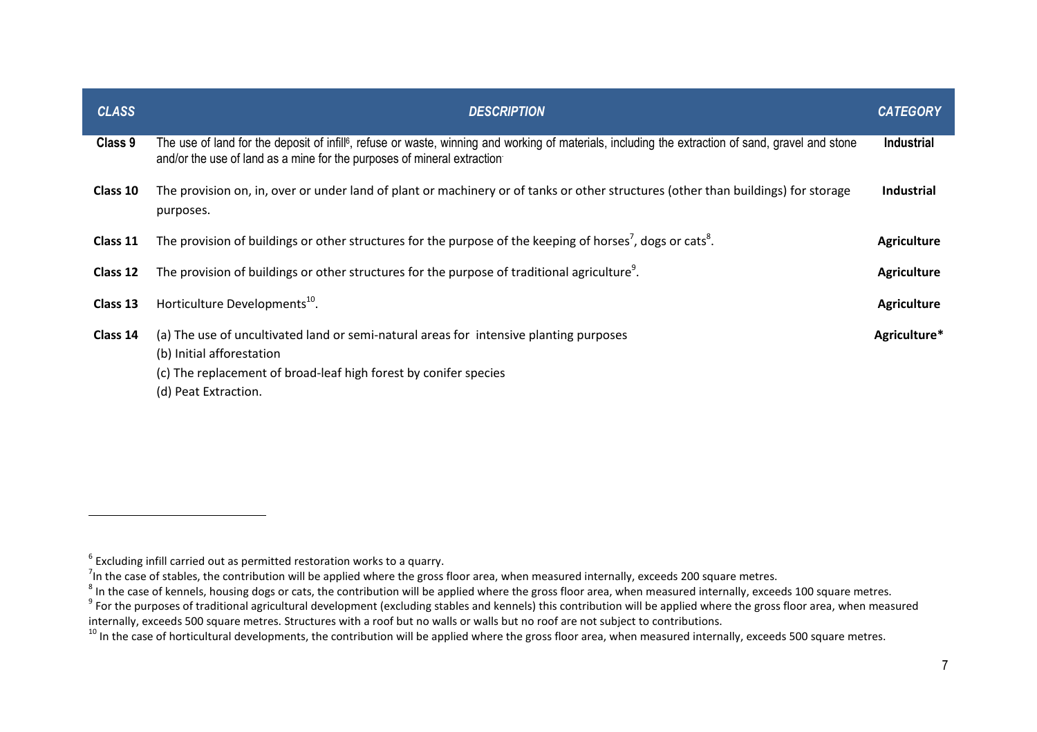| CLASS | DESCRIPTION | CATEGORY |
| --- | --- | --- |
| **Class 9** | The use of land for the deposit of infill[6], refuse or waste, winning and working of materials, including the extraction of sand, gravel and stone and/or the use of land as a mine for the purposes of mineral extraction | **Industrial** |
| **Class 10** | The provision on, in, over or under land of plant or machinery or of tanks or other structures (other than buildings) for storage purposes. | **Industrial** |
| **Class 11** | The provision of buildings or other structures for the purpose of the keeping of horses[7], dogs or cats[8]. | **Agriculture** |
| **Class 12** | The provision of buildings or other structures for the purpose of traditional agriculture[9]. | **Agriculture** |
| **Class 13** | Horticulture Developments[10]. | **Agriculture** |
| **Class 14** | (a) The use of uncultivated land or semi-natural areas for intensive planting purposes<br>(b) Initial afforestation<br>(c) The replacement of broad-leaf high forest by conifer species<br>(d) Peat Extraction. | **Agriculture*** |

[6] Excluding infill carried out as permitted restoration works to a quarry.

[7] In the case of stables, the contribution will be applied where the gross floor area, when measured internally, exceeds 200 square metres.

[8] In the case of kennels, housing dogs or cats, the contribution will be applied where the gross floor area, when measured internally, exceeds 100 square metres.

[9] For the purposes of traditional agricultural development (excluding stables and kennels) this contribution will be applied where the gross floor area, when measured internally, exceeds 500 square metres. Structures with a roof but no walls or walls but no roof are not subject to contributions.

[10] In the case of horticultural developments, the contribution will be applied where the gross floor area, when measured internally, exceeds 500 square metres.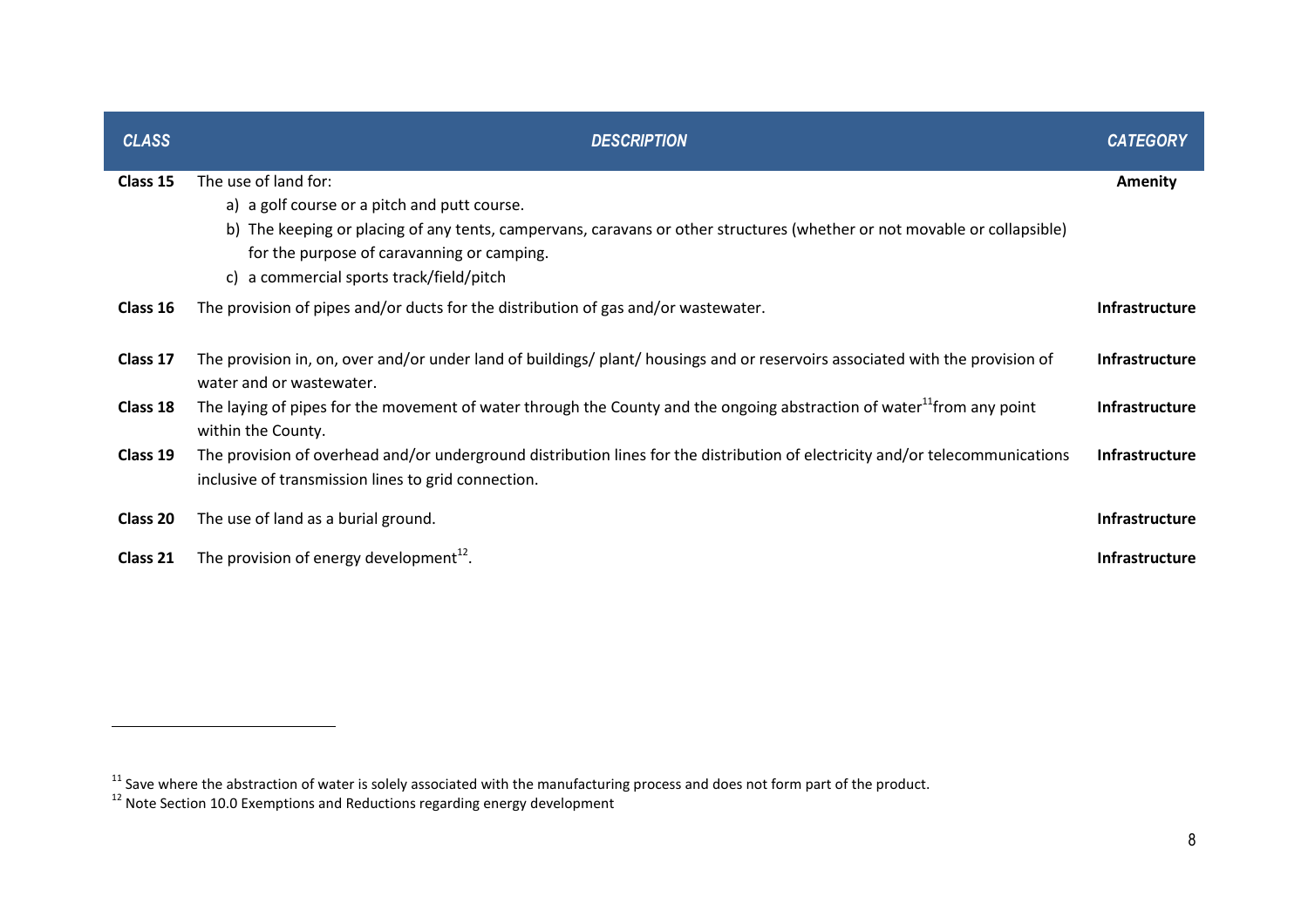| *CLASS* | *DESCRIPTION* | *CATEGORY* |
|---|---|---|
| **Class 15** | The use of land for:<br>a) a golf course or a pitch and putt course.<br>b) The keeping or placing of any tents, campervans, caravans or other structures (whether or not movable or collapsible) for the purpose of caravanning or camping.<br>c) a commercial sports track/field/pitch | **Amenity** |
| **Class 16** | The provision of pipes and/or ducts for the distribution of gas and/or wastewater. | **Infrastructure** |
| **Class 17** | The provision in, on, over and/or under land of buildings/ plant/ housings and or reservoirs associated with the provision of water and or wastewater. | **Infrastructure** |
| **Class 18** | The laying of pipes for the movement of water through the County and the ongoing abstraction of water[11]from any point within the County. | **Infrastructure** |
| **Class 19** | The provision of overhead and/or underground distribution lines for the distribution of electricity and/or telecommunications inclusive of transmission lines to grid connection. | **Infrastructure** |
| **Class 20** | The use of land as a burial ground. | **Infrastructure** |
| **Class 21** | The provision of energy development[12]. | **Infrastructure** |

[11] Save where the abstraction of water is solely associated with the manufacturing process and does not form part of the product.

[12] Note Section 10.0 Exemptions and Reductions regarding energy development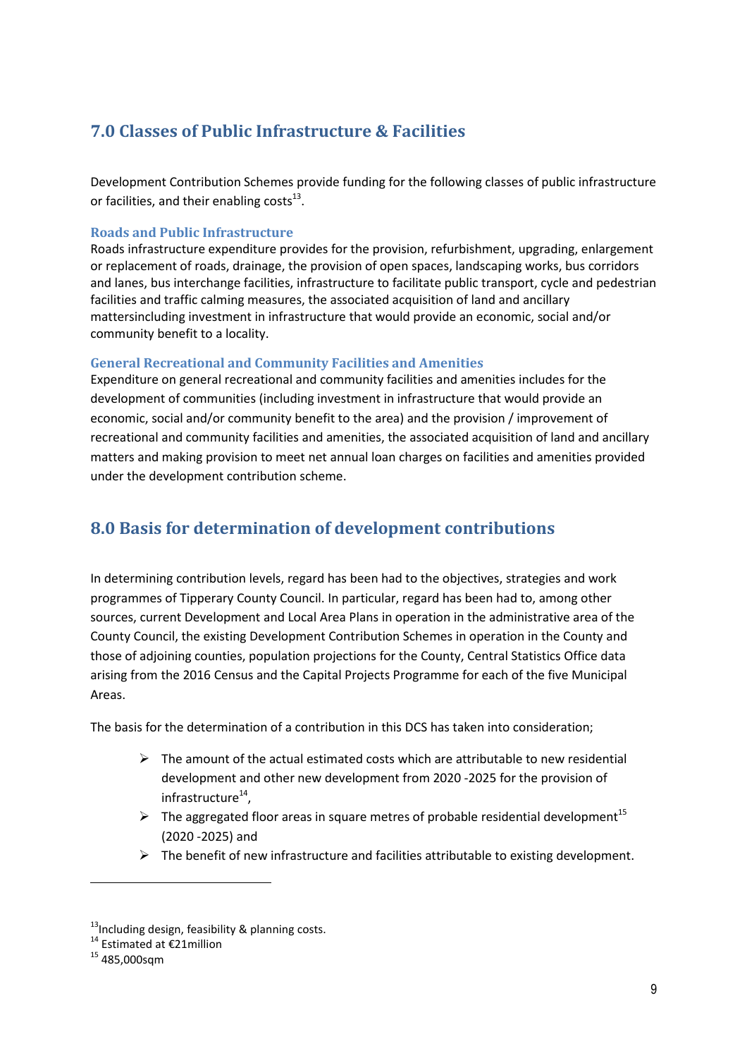## 7.0 Classes of Public Infrastructure & Facilities

Development Contribution Schemes provide funding for the following classes of public infrastructure or facilities, and their enabling costs[13].

### Roads and Public Infrastructure

Roads infrastructure expenditure provides for the provision, refurbishment, upgrading, enlargement or replacement of roads, drainage, the provision of open spaces, landscaping works, bus corridors and lanes, bus interchange facilities, infrastructure to facilitate public transport, cycle and pedestrian facilities and traffic calming measures, the associated acquisition of land and ancillary mattersincluding investment in infrastructure that would provide an economic, social and/or community benefit to a locality.

### General Recreational and Community Facilities and Amenities

Expenditure on general recreational and community facilities and amenities includes for the development of communities (including investment in infrastructure that would provide an economic, social and/or community benefit to the area) and the provision / improvement of recreational and community facilities and amenities, the associated acquisition of land and ancillary matters and making provision to meet net annual loan charges on facilities and amenities provided under the development contribution scheme.

## 8.0 Basis for determination of development contributions

In determining contribution levels, regard has been had to the objectives, strategies and work programmes of Tipperary County Council. In particular, regard has been had to, among other sources, current Development and Local Area Plans in operation in the administrative area of the County Council, the existing Development Contribution Schemes in operation in the County and those of adjoining counties, population projections for the County, Central Statistics Office data arising from the 2016 Census and the Capital Projects Programme for each of the five Municipal Areas.

The basis for the determination of a contribution in this DCS has taken into consideration;

- The amount of the actual estimated costs which are attributable to new residential development and other new development from 2020 -2025 for the provision of infrastructure[14],
- The aggregated floor areas in square metres of probable residential development[15] (2020 -2025) and
- The benefit of new infrastructure and facilities attributable to existing development.

---

[13] Including design, feasibility & planning costs.
[14] Estimated at €21million
[15] 485,000sqm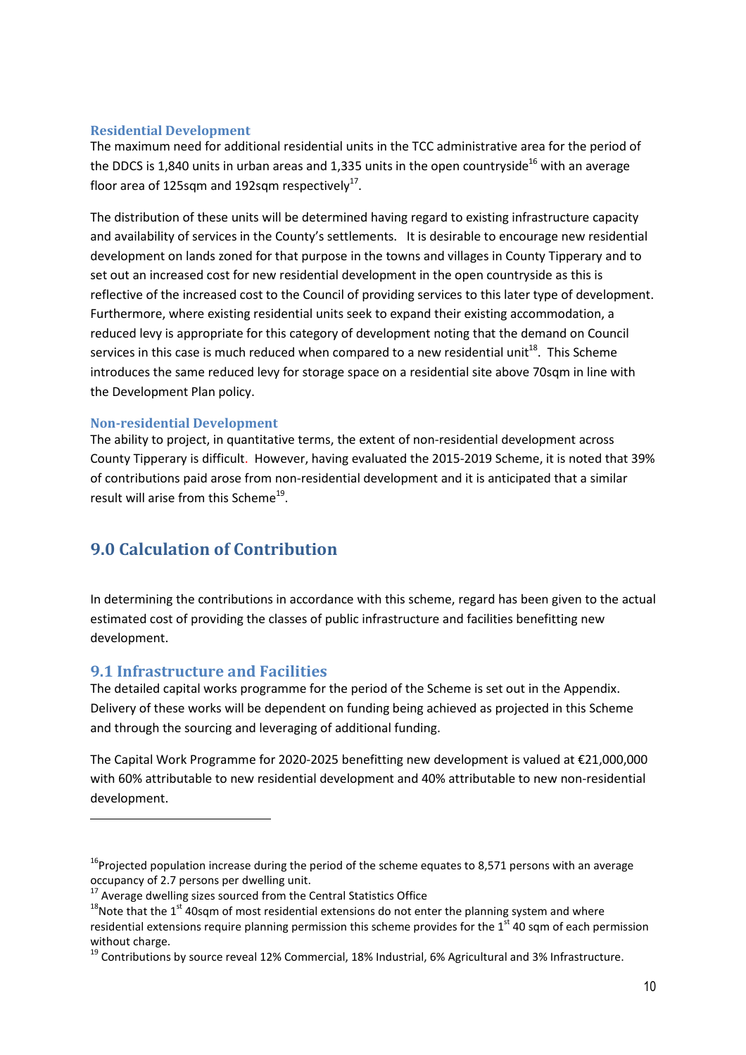### Residential Development

The maximum need for additional residential units in the TCC administrative area for the period of the DDCS is 1,840 units in urban areas and 1,335 units in the open countryside[16] with an average floor area of 125sqm and 192sqm respectively[17].

The distribution of these units will be determined having regard to existing infrastructure capacity and availability of services in the County's settlements. It is desirable to encourage new residential development on lands zoned for that purpose in the towns and villages in County Tipperary and to set out an increased cost for new residential development in the open countryside as this is reflective of the increased cost to the Council of providing services to this later type of development. Furthermore, where existing residential units seek to expand their existing accommodation, a reduced levy is appropriate for this category of development noting that the demand on Council services in this case is much reduced when compared to a new residential unit[18]. This Scheme introduces the same reduced levy for storage space on a residential site above 70sqm in line with the Development Plan policy.

### Non-residential Development

The ability to project, in quantitative terms, the extent of non-residential development across County Tipperary is difficult. However, having evaluated the 2015-2019 Scheme, it is noted that 39% of contributions paid arose from non-residential development and it is anticipated that a similar result will arise from this Scheme[19].

# 9.0 Calculation of Contribution

In determining the contributions in accordance with this scheme, regard has been given to the actual estimated cost of providing the classes of public infrastructure and facilities benefitting new development.

## 9.1 Infrastructure and Facilities

The detailed capital works programme for the period of the Scheme is set out in the Appendix. Delivery of these works will be dependent on funding being achieved as projected in this Scheme and through the sourcing and leveraging of additional funding.

The Capital Work Programme for 2020-2025 benefitting new development is valued at €21,000,000 with 60% attributable to new residential development and 40% attributable to new non-residential development.

---

[16] Projected population increase during the period of the scheme equates to 8,571 persons with an average occupancy of 2.7 persons per dwelling unit.

[17] Average dwelling sizes sourced from the Central Statistics Office

[18] Note that the 1st 40sqm of most residential extensions do not enter the planning system and where residential extensions require planning permission this scheme provides for the 1st 40 sqm of each permission without charge.

[19] Contributions by source reveal 12% Commercial, 18% Industrial, 6% Agricultural and 3% Infrastructure.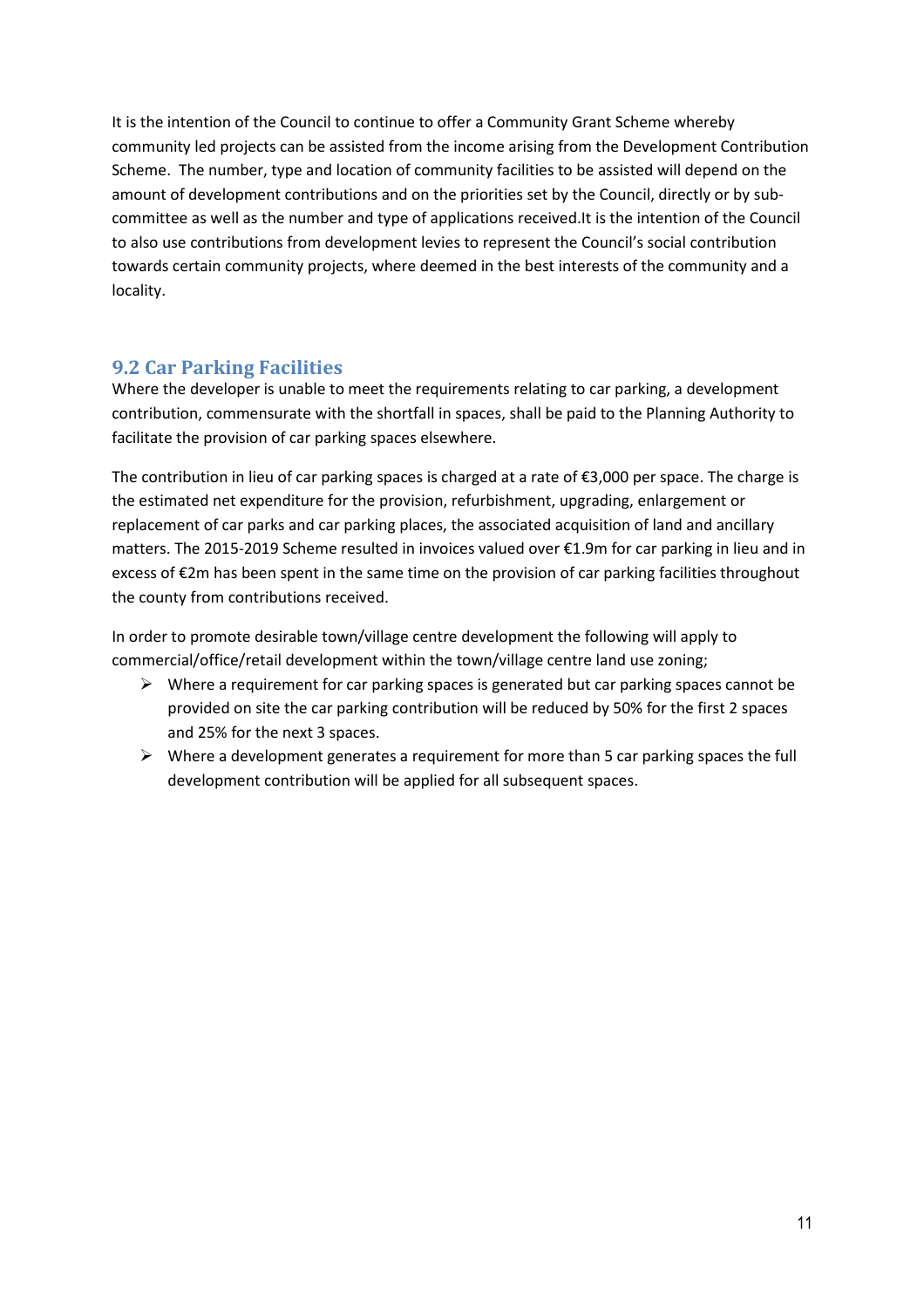It is the intention of the Council to continue to offer a Community Grant Scheme whereby community led projects can be assisted from the income arising from the Development Contribution Scheme. The number, type and location of community facilities to be assisted will depend on the amount of development contributions and on the priorities set by the Council, directly or by sub-committee as well as the number and type of applications received.It is the intention of the Council to also use contributions from development levies to represent the Council's social contribution towards certain community projects, where deemed in the best interests of the community and a locality.

## 9.2 Car Parking Facilities

Where the developer is unable to meet the requirements relating to car parking, a development contribution, commensurate with the shortfall in spaces, shall be paid to the Planning Authority to facilitate the provision of car parking spaces elsewhere.

The contribution in lieu of car parking spaces is charged at a rate of €3,000 per space. The charge is the estimated net expenditure for the provision, refurbishment, upgrading, enlargement or replacement of car parks and car parking places, the associated acquisition of land and ancillary matters. The 2015-2019 Scheme resulted in invoices valued over €1.9m for car parking in lieu and in excess of €2m has been spent in the same time on the provision of car parking facilities throughout the county from contributions received.

In order to promote desirable town/village centre development the following will apply to commercial/office/retail development within the town/village centre land use zoning;

- Where a requirement for car parking spaces is generated but car parking spaces cannot be provided on site the car parking contribution will be reduced by 50% for the first 2 spaces and 25% for the next 3 spaces.
- Where a development generates a requirement for more than 5 car parking spaces the full development contribution will be applied for all subsequent spaces.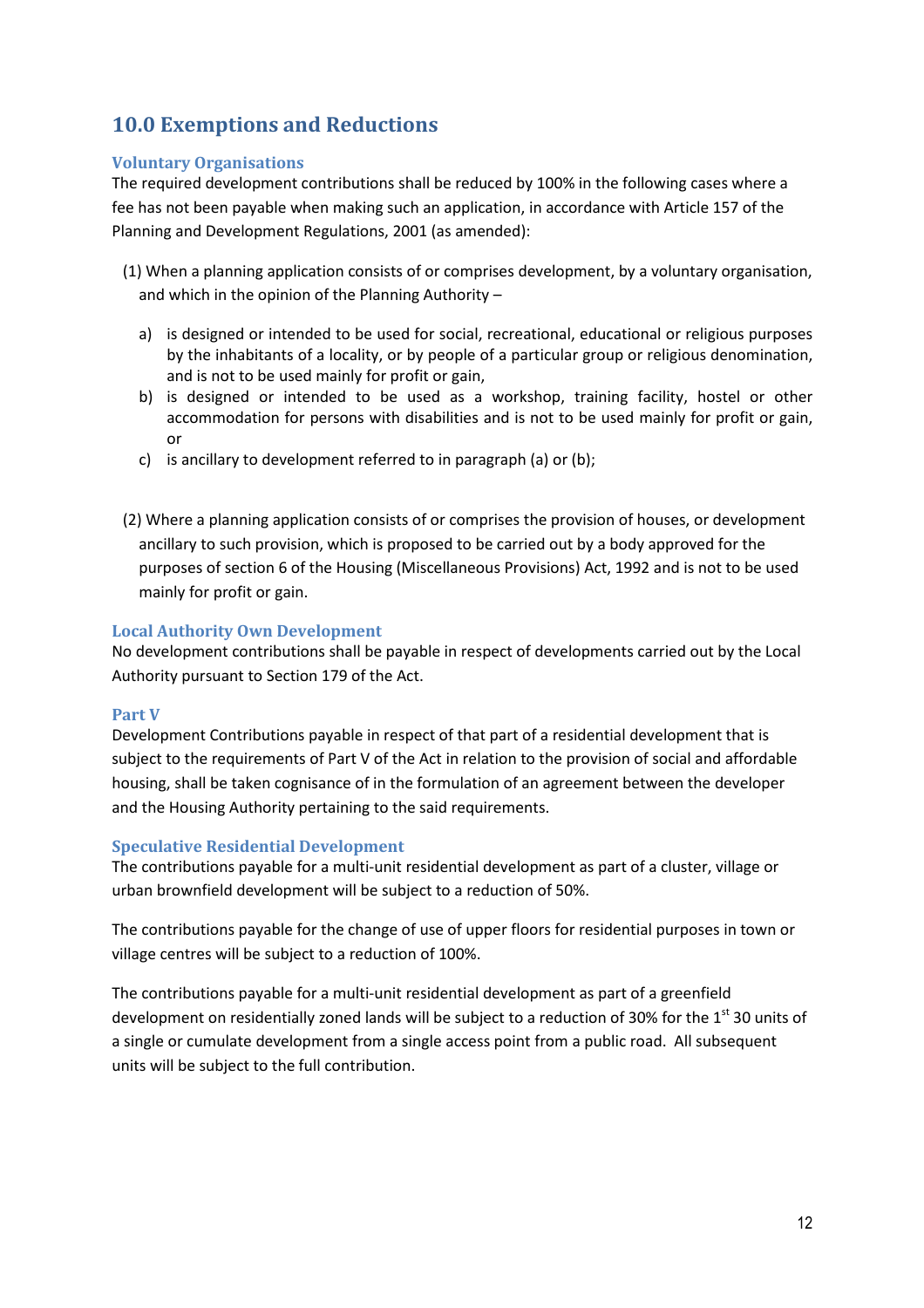## 10.0 Exemptions and Reductions

### Voluntary Organisations

The required development contributions shall be reduced by 100% in the following cases where a fee has not been payable when making such an application, in accordance with Article 157 of the Planning and Development Regulations, 2001 (as amended):

(1) When a planning application consists of or comprises development, by a voluntary organisation, and which in the opinion of the Planning Authority –

a) is designed or intended to be used for social, recreational, educational or religious purposes by the inhabitants of a locality, or by people of a particular group or religious denomination, and is not to be used mainly for profit or gain,

b) is designed or intended to be used as a workshop, training facility, hostel or other accommodation for persons with disabilities and is not to be used mainly for profit or gain, or

c) is ancillary to development referred to in paragraph (a) or (b);

(2) Where a planning application consists of or comprises the provision of houses, or development ancillary to such provision, which is proposed to be carried out by a body approved for the purposes of section 6 of the Housing (Miscellaneous Provisions) Act, 1992 and is not to be used mainly for profit or gain.

### Local Authority Own Development

No development contributions shall be payable in respect of developments carried out by the Local Authority pursuant to Section 179 of the Act.

### Part V

Development Contributions payable in respect of that part of a residential development that is subject to the requirements of Part V of the Act in relation to the provision of social and affordable housing, shall be taken cognisance of in the formulation of an agreement between the developer and the Housing Authority pertaining to the said requirements.

### Speculative Residential Development

The contributions payable for a multi-unit residential development as part of a cluster, village or urban brownfield development will be subject to a reduction of 50%.

The contributions payable for the change of use of upper floors for residential purposes in town or village centres will be subject to a reduction of 100%.

The contributions payable for a multi-unit residential development as part of a greenfield development on residentially zoned lands will be subject to a reduction of 30% for the 1st 30 units of a single or cumulate development from a single access point from a public road. All subsequent units will be subject to the full contribution.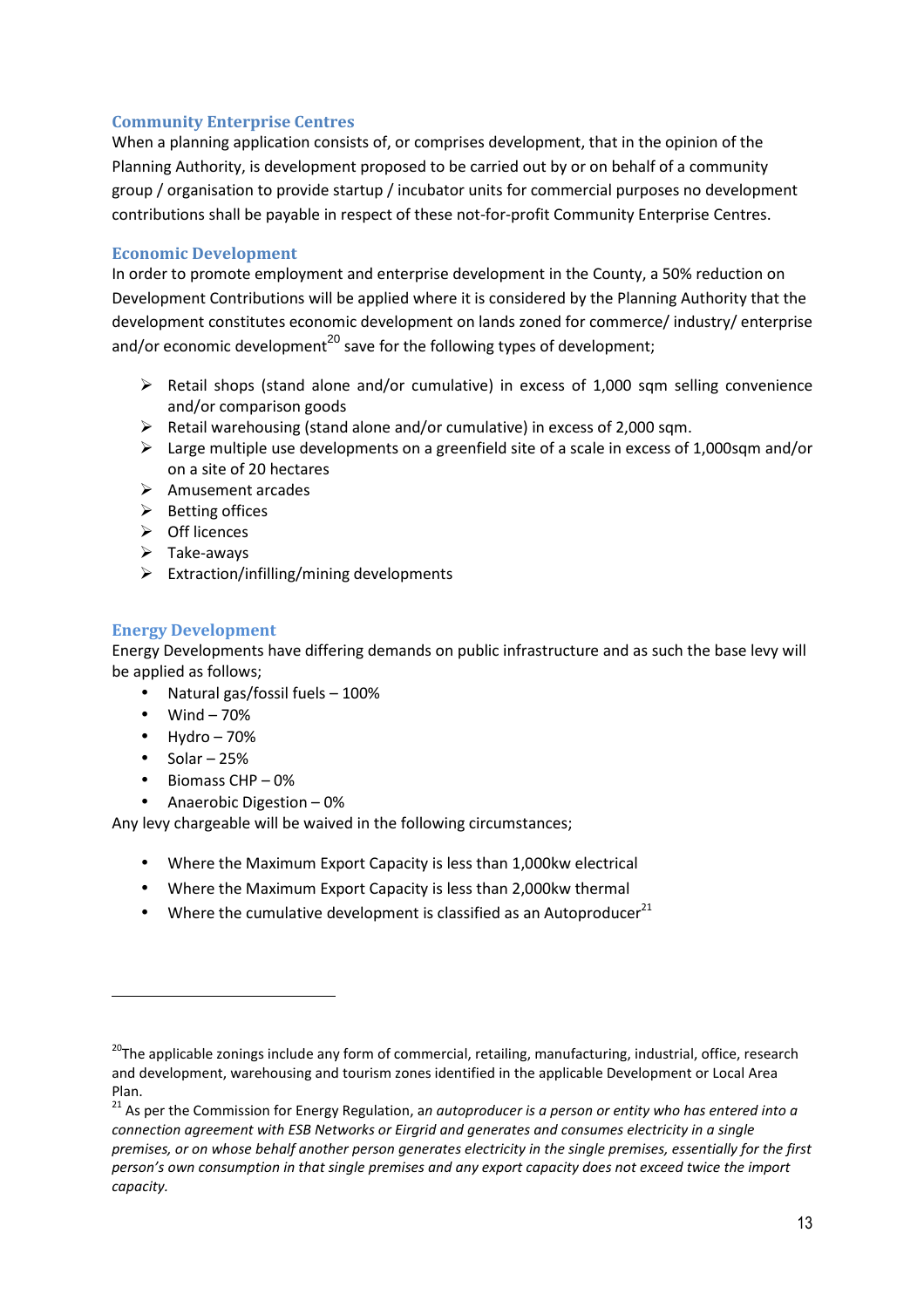### Community Enterprise Centres

When a planning application consists of, or comprises development, that in the opinion of the Planning Authority, is development proposed to be carried out by or on behalf of a community group / organisation to provide startup / incubator units for commercial purposes no development contributions shall be payable in respect of these not-for-profit Community Enterprise Centres.

### Economic Development

In order to promote employment and enterprise development in the County, a 50% reduction on Development Contributions will be applied where it is considered by the Planning Authority that the development constitutes economic development on lands zoned for commerce/ industry/ enterprise and/or economic development[20] save for the following types of development;

- Retail shops (stand alone and/or cumulative) in excess of 1,000 sqm selling convenience and/or comparison goods
- Retail warehousing (stand alone and/or cumulative) in excess of 2,000 sqm.
- Large multiple use developments on a greenfield site of a scale in excess of 1,000sqm and/or on a site of 20 hectares
- Amusement arcades
- Betting offices
- Off licences
- Take-aways
- Extraction/infilling/mining developments

### Energy Development

Energy Developments have differing demands on public infrastructure and as such the base levy will be applied as follows;

- Natural gas/fossil fuels – 100%
- Wind – 70%
- Hydro – 70%
- Solar – 25%
- Biomass CHP – 0%
- Anaerobic Digestion – 0%

Any levy chargeable will be waived in the following circumstances;

- Where the Maximum Export Capacity is less than 1,000kw electrical
- Where the Maximum Export Capacity is less than 2,000kw thermal
- Where the cumulative development is classified as an Autoproducer[21]

---

[20] The applicable zonings include any form of commercial, retailing, manufacturing, industrial, office, research and development, warehousing and tourism zones identified in the applicable Development or Local Area Plan.

[21] As per the Commission for Energy Regulation, an *autoproducer is a person or entity who has entered into a connection agreement with ESB Networks or Eirgrid and generates and consumes electricity in a single premises, or on whose behalf another person generates electricity in the single premises, essentially for the first person's own consumption in that single premises and any export capacity does not exceed twice the import capacity.*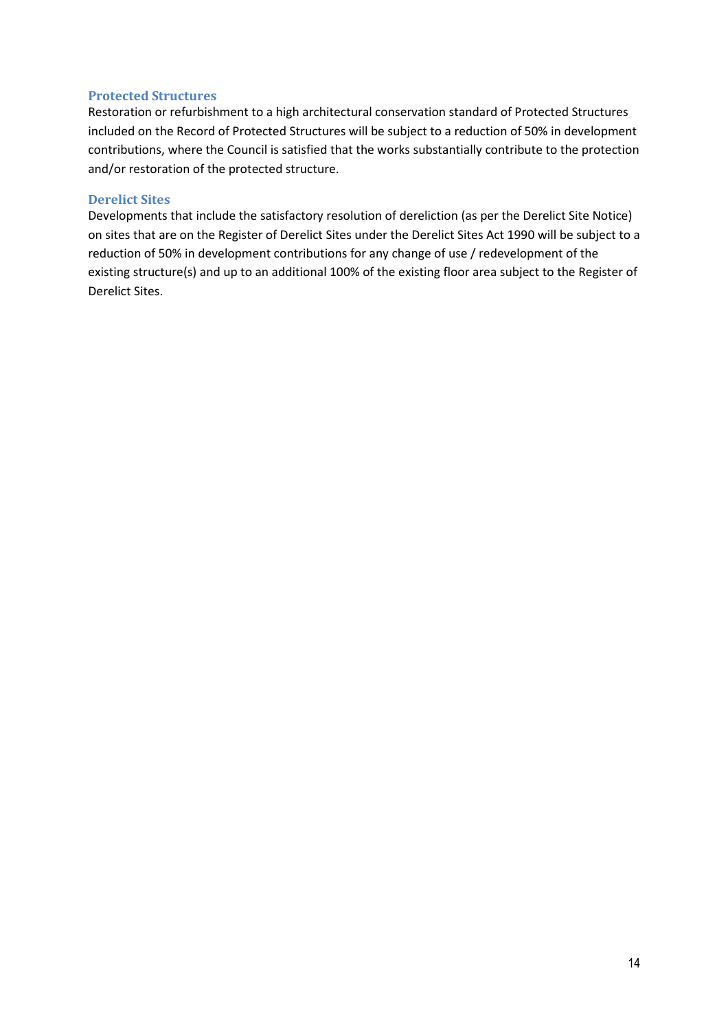### Protected Structures

Restoration or refurbishment to a high architectural conservation standard of Protected Structures included on the Record of Protected Structures will be subject to a reduction of 50% in development contributions, where the Council is satisfied that the works substantially contribute to the protection and/or restoration of the protected structure.

### Derelict Sites

Developments that include the satisfactory resolution of dereliction (as per the Derelict Site Notice) on sites that are on the Register of Derelict Sites under the Derelict Sites Act 1990 will be subject to a reduction of 50% in development contributions for any change of use / redevelopment of the existing structure(s) and up to an additional 100% of the existing floor area subject to the Register of Derelict Sites.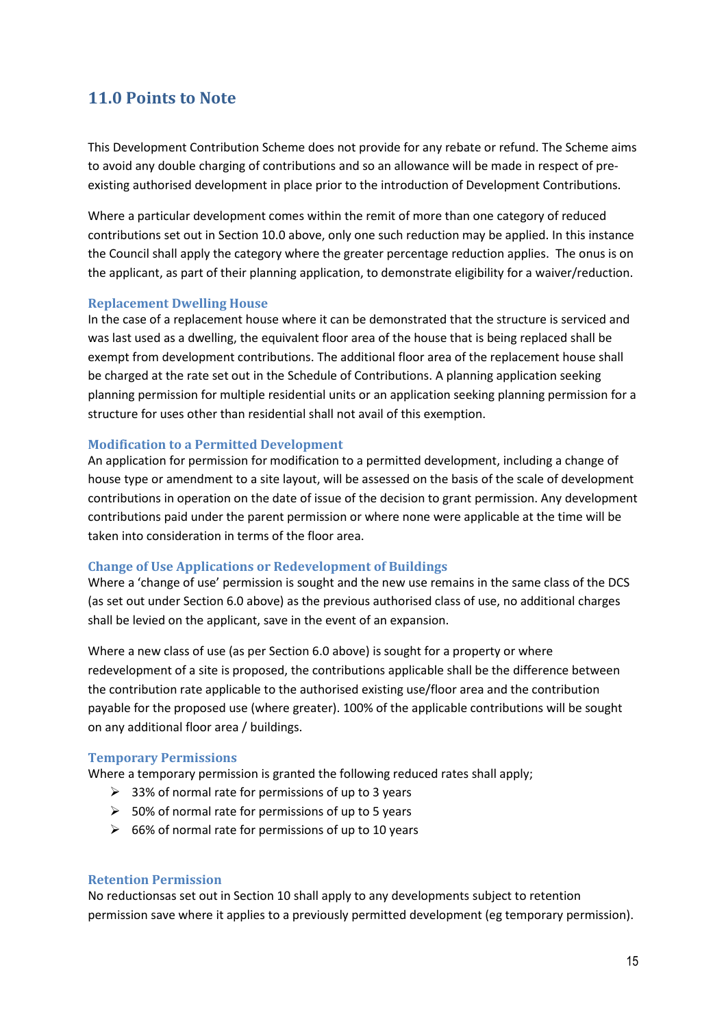## 11.0 Points to Note

This Development Contribution Scheme does not provide for any rebate or refund. The Scheme aims to avoid any double charging of contributions and so an allowance will be made in respect of pre-existing authorised development in place prior to the introduction of Development Contributions.

Where a particular development comes within the remit of more than one category of reduced contributions set out in Section 10.0 above, only one such reduction may be applied. In this instance the Council shall apply the category where the greater percentage reduction applies. The onus is on the applicant, as part of their planning application, to demonstrate eligibility for a waiver/reduction.

### Replacement Dwelling House

In the case of a replacement house where it can be demonstrated that the structure is serviced and was last used as a dwelling, the equivalent floor area of the house that is being replaced shall be exempt from development contributions. The additional floor area of the replacement house shall be charged at the rate set out in the Schedule of Contributions. A planning application seeking planning permission for multiple residential units or an application seeking planning permission for a structure for uses other than residential shall not avail of this exemption.

### Modification to a Permitted Development

An application for permission for modification to a permitted development, including a change of house type or amendment to a site layout, will be assessed on the basis of the scale of development contributions in operation on the date of issue of the decision to grant permission. Any development contributions paid under the parent permission or where none were applicable at the time will be taken into consideration in terms of the floor area.

### Change of Use Applications or Redevelopment of Buildings

Where a 'change of use' permission is sought and the new use remains in the same class of the DCS (as set out under Section 6.0 above) as the previous authorised class of use, no additional charges shall be levied on the applicant, save in the event of an expansion.

Where a new class of use (as per Section 6.0 above) is sought for a property or where redevelopment of a site is proposed, the contributions applicable shall be the difference between the contribution rate applicable to the authorised existing use/floor area and the contribution payable for the proposed use (where greater). 100% of the applicable contributions will be sought on any additional floor area / buildings.

### Temporary Permissions

Where a temporary permission is granted the following reduced rates shall apply;

- 33% of normal rate for permissions of up to 3 years
- 50% of normal rate for permissions of up to 5 years
- 66% of normal rate for permissions of up to 10 years

### Retention Permission

No reductionsas set out in Section 10 shall apply to any developments subject to retention permission save where it applies to a previously permitted development (eg temporary permission).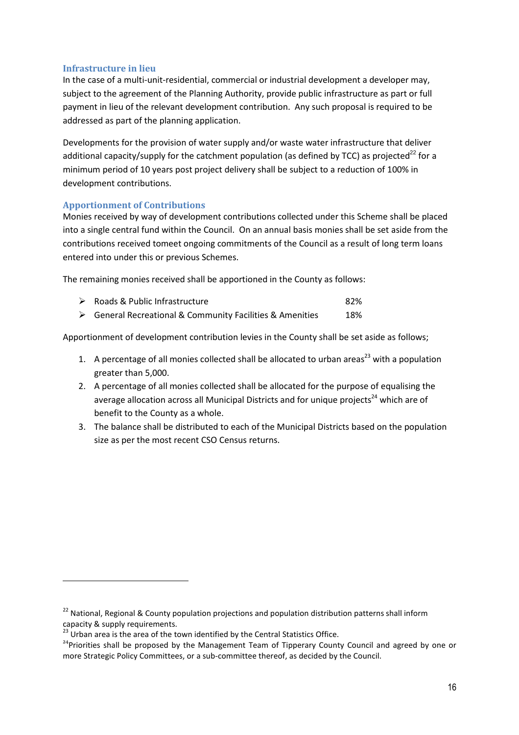### Infrastructure in lieu

In the case of a multi-unit-residential, commercial or industrial development a developer may, subject to the agreement of the Planning Authority, provide public infrastructure as part or full payment in lieu of the relevant development contribution. Any such proposal is required to be addressed as part of the planning application.

Developments for the provision of water supply and/or waste water infrastructure that deliver additional capacity/supply for the catchment population (as defined by TCC) as projected[22] for a minimum period of 10 years post project delivery shall be subject to a reduction of 100% in development contributions.

### Apportionment of Contributions

Monies received by way of development contributions collected under this Scheme shall be placed into a single central fund within the Council. On an annual basis monies shall be set aside from the contributions received tomeet ongoing commitments of the Council as a result of long term loans entered into under this or previous Schemes.

The remaining monies received shall be apportioned in the County as follows:

- Roads & Public Infrastructure 82%
- General Recreational & Community Facilities & Amenities 18%

Apportionment of development contribution levies in the County shall be set aside as follows;

1. A percentage of all monies collected shall be allocated to urban areas[23] with a population greater than 5,000.
2. A percentage of all monies collected shall be allocated for the purpose of equalising the average allocation across all Municipal Districts and for unique projects[24] which are of benefit to the County as a whole.
3. The balance shall be distributed to each of the Municipal Districts based on the population size as per the most recent CSO Census returns.

---

[22] National, Regional & County population projections and population distribution patterns shall inform capacity & supply requirements.

[23] Urban area is the area of the town identified by the Central Statistics Office.

[24] Priorities shall be proposed by the Management Team of Tipperary County Council and agreed by one or more Strategic Policy Committees, or a sub-committee thereof, as decided by the Council.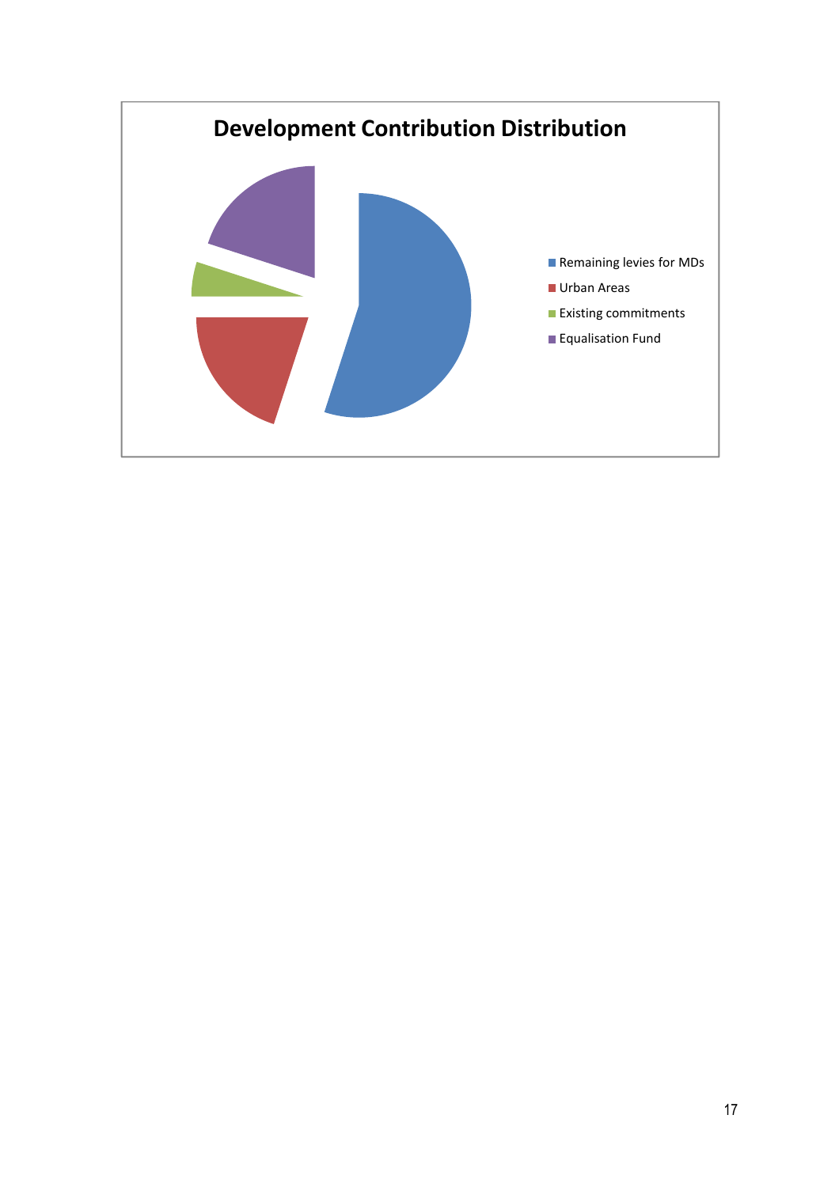**Development Contribution Distribution**

- Remaining levies for MDs
- Urban Areas
- Existing commitments
- Equalisation Fund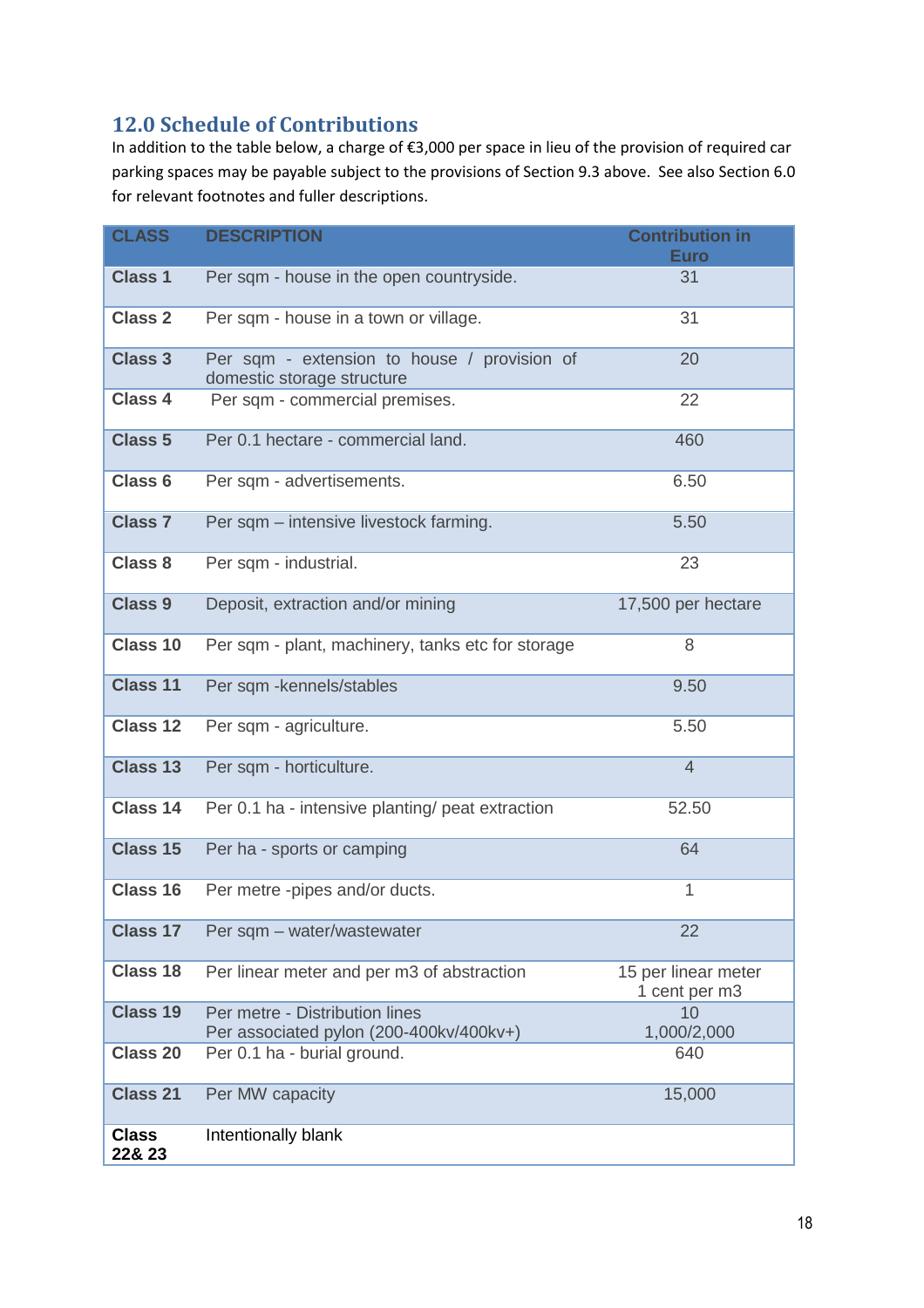## 12.0 Schedule of Contributions

In addition to the table below, a charge of €3,000 per space in lieu of the provision of required car parking spaces may be payable subject to the provisions of Section 9.3 above. See also Section 6.0 for relevant footnotes and fuller descriptions.

| CLASS | DESCRIPTION | Contribution in Euro |
|---|---|---|
| **Class 1** | Per sqm - house in the open countryside. | 31 |
| **Class 2** | Per sqm - house in a town or village. | 31 |
| **Class 3** | Per sqm - extension to house / provision of domestic storage structure | 20 |
| **Class 4** | Per sqm - commercial premises. | 22 |
| **Class 5** | Per 0.1 hectare - commercial land. | 460 |
| **Class 6** | Per sqm - advertisements. | 6.50 |
| **Class 7** | Per sqm – intensive livestock farming. | 5.50 |
| **Class 8** | Per sqm - industrial. | 23 |
| **Class 9** | Deposit, extraction and/or mining | 17,500 per hectare |
| **Class 10** | Per sqm - plant, machinery, tanks etc for storage | 8 |
| **Class 11** | Per sqm -kennels/stables | 9.50 |
| **Class 12** | Per sqm - agriculture. | 5.50 |
| **Class 13** | Per sqm - horticulture. | 4 |
| **Class 14** | Per 0.1 ha - intensive planting/ peat extraction | 52.50 |
| **Class 15** | Per ha - sports or camping | 64 |
| **Class 16** | Per metre -pipes and/or ducts. | 1 |
| **Class 17** | Per sqm – water/wastewater | 22 |
| **Class 18** | Per linear meter and per m3 of abstraction | 15 per linear meter<br>1 cent per m3 |
| **Class 19** | Per metre - Distribution lines<br>Per associated pylon (200-400kv/400kv+) | 10<br>1,000/2,000 |
| **Class 20** | Per 0.1 ha - burial ground. | 640 |
| **Class 21** | Per MW capacity | 15,000 |
| **Class 22& 23** | Intentionally blank | |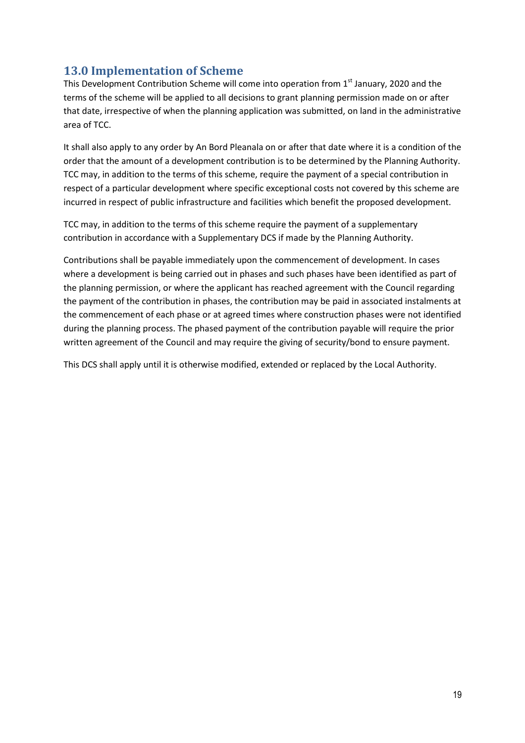## 13.0 Implementation of Scheme

This Development Contribution Scheme will come into operation from 1st January, 2020 and the terms of the scheme will be applied to all decisions to grant planning permission made on or after that date, irrespective of when the planning application was submitted, on land in the administrative area of TCC.

It shall also apply to any order by An Bord Pleanala on or after that date where it is a condition of the order that the amount of a development contribution is to be determined by the Planning Authority. TCC may, in addition to the terms of this scheme, require the payment of a special contribution in respect of a particular development where specific exceptional costs not covered by this scheme are incurred in respect of public infrastructure and facilities which benefit the proposed development.

TCC may, in addition to the terms of this scheme require the payment of a supplementary contribution in accordance with a Supplementary DCS if made by the Planning Authority.

Contributions shall be payable immediately upon the commencement of development. In cases where a development is being carried out in phases and such phases have been identified as part of the planning permission, or where the applicant has reached agreement with the Council regarding the payment of the contribution in phases, the contribution may be paid in associated instalments at the commencement of each phase or at agreed times where construction phases were not identified during the planning process. The phased payment of the contribution payable will require the prior written agreement of the Council and may require the giving of security/bond to ensure payment.

This DCS shall apply until it is otherwise modified, extended or replaced by the Local Authority.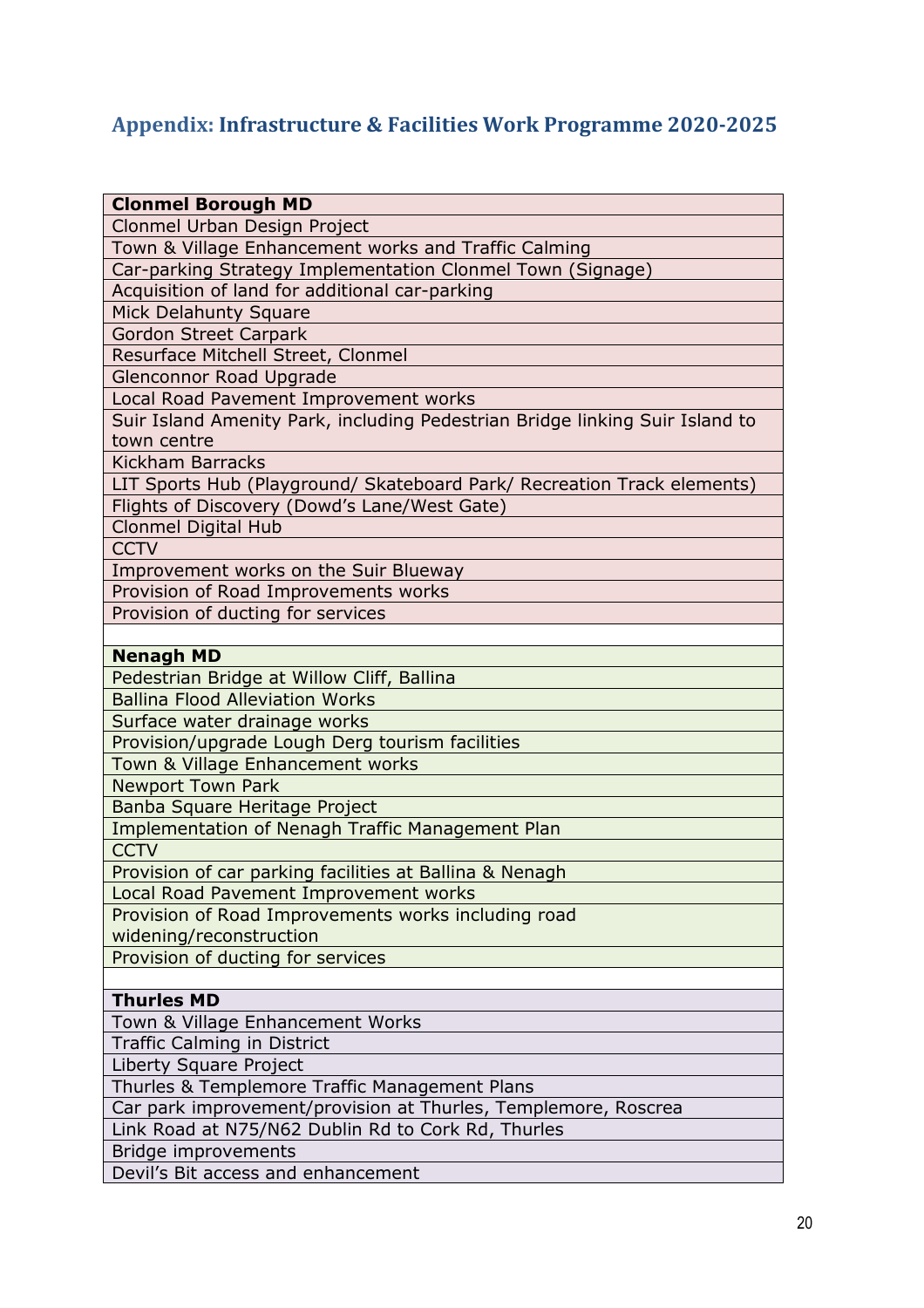## Appendix: Infrastructure & Facilities Work Programme 2020-2025

| **Clonmel Borough MD** |
|---|
| Clonmel Urban Design Project |
| Town & Village Enhancement works and Traffic Calming |
| Car-parking Strategy Implementation Clonmel Town (Signage) |
| Acquisition of land for additional car-parking |
| Mick Delahunty Square |
| Gordon Street Carpark |
| Resurface Mitchell Street, Clonmel |
| Glenconnor Road Upgrade |
| Local Road Pavement Improvement works |
| Suir Island Amenity Park, including Pedestrian Bridge linking Suir Island to town centre |
| Kickham Barracks |
| LIT Sports Hub (Playground/ Skateboard Park/ Recreation Track elements) |
| Flights of Discovery (Dowd's Lane/West Gate) |
| Clonmel Digital Hub |
| CCTV |
| Improvement works on the Suir Blueway |
| Provision of Road Improvements works |
| Provision of ducting for services |
| |
| **Nenagh MD** |
| Pedestrian Bridge at Willow Cliff, Ballina |
| Ballina Flood Alleviation Works |
| Surface water drainage works |
| Provision/upgrade Lough Derg tourism facilities |
| Town & Village Enhancement works |
| Newport Town Park |
| Banba Square Heritage Project |
| Implementation of Nenagh Traffic Management Plan |
| CCTV |
| Provision of car parking facilities at Ballina & Nenagh |
| Local Road Pavement Improvement works |
| Provision of Road Improvements works including road widening/reconstruction |
| Provision of ducting for services |
| |
| **Thurles MD** |
| Town & Village Enhancement Works |
| Traffic Calming in District |
| Liberty Square Project |
| Thurles & Templemore Traffic Management Plans |
| Car park improvement/provision at Thurles, Templemore, Roscrea |
| Link Road at N75/N62 Dublin Rd to Cork Rd, Thurles |
| Bridge improvements |
| Devil's Bit access and enhancement |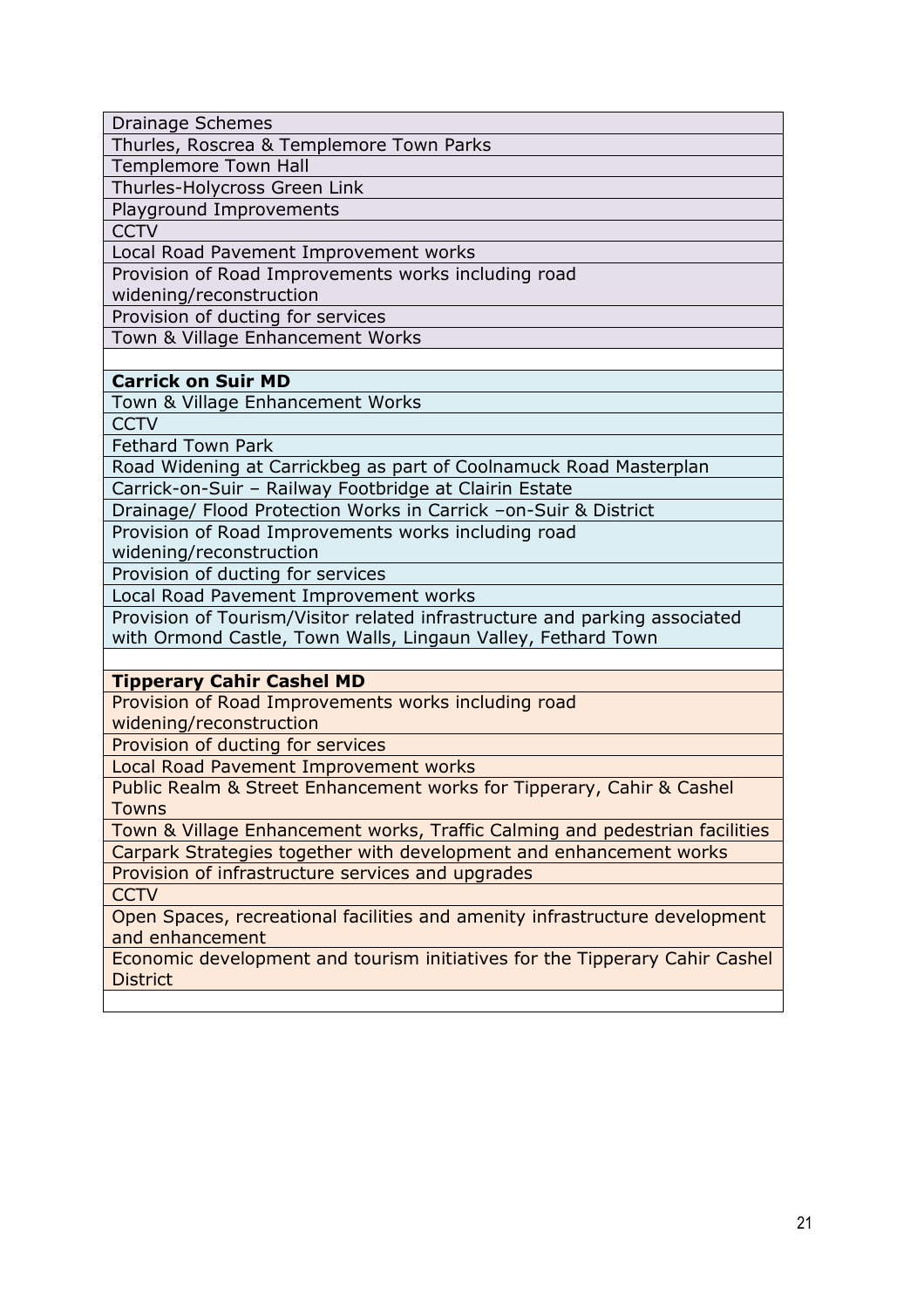| |
|---|
| Drainage Schemes |
| Thurles, Roscrea & Templemore Town Parks |
| Templemore Town Hall |
| Thurles-Holycross Green Link |
| Playground Improvements |
| CCTV |
| Local Road Pavement Improvement works |
| Provision of Road Improvements works including road widening/reconstruction |
| Provision of ducting for services |
| Town & Village Enhancement Works |
| |
| **Carrick on Suir MD** |
| Town & Village Enhancement Works |
| CCTV |
| Fethard Town Park |
| Road Widening at Carrickbeg as part of Coolnamuck Road Masterplan |
| Carrick-on-Suir – Railway Footbridge at Clairin Estate |
| Drainage/ Flood Protection Works in Carrick –on-Suir & District |
| Provision of Road Improvements works including road widening/reconstruction |
| Provision of ducting for services |
| Local Road Pavement Improvement works |
| Provision of Tourism/Visitor related infrastructure and parking associated with Ormond Castle, Town Walls, Lingaun Valley, Fethard Town |
| |
| **Tipperary Cahir Cashel MD** |
| Provision of Road Improvements works including road widening/reconstruction |
| Provision of ducting for services |
| Local Road Pavement Improvement works |
| Public Realm & Street Enhancement works for Tipperary, Cahir & Cashel Towns |
| Town & Village Enhancement works, Traffic Calming and pedestrian facilities |
| Carpark Strategies together with development and enhancement works |
| Provision of infrastructure services and upgrades |
| CCTV |
| Open Spaces, recreational facilities and amenity infrastructure development and enhancement |
| Economic development and tourism initiatives for the Tipperary Cahir Cashel District |
| |